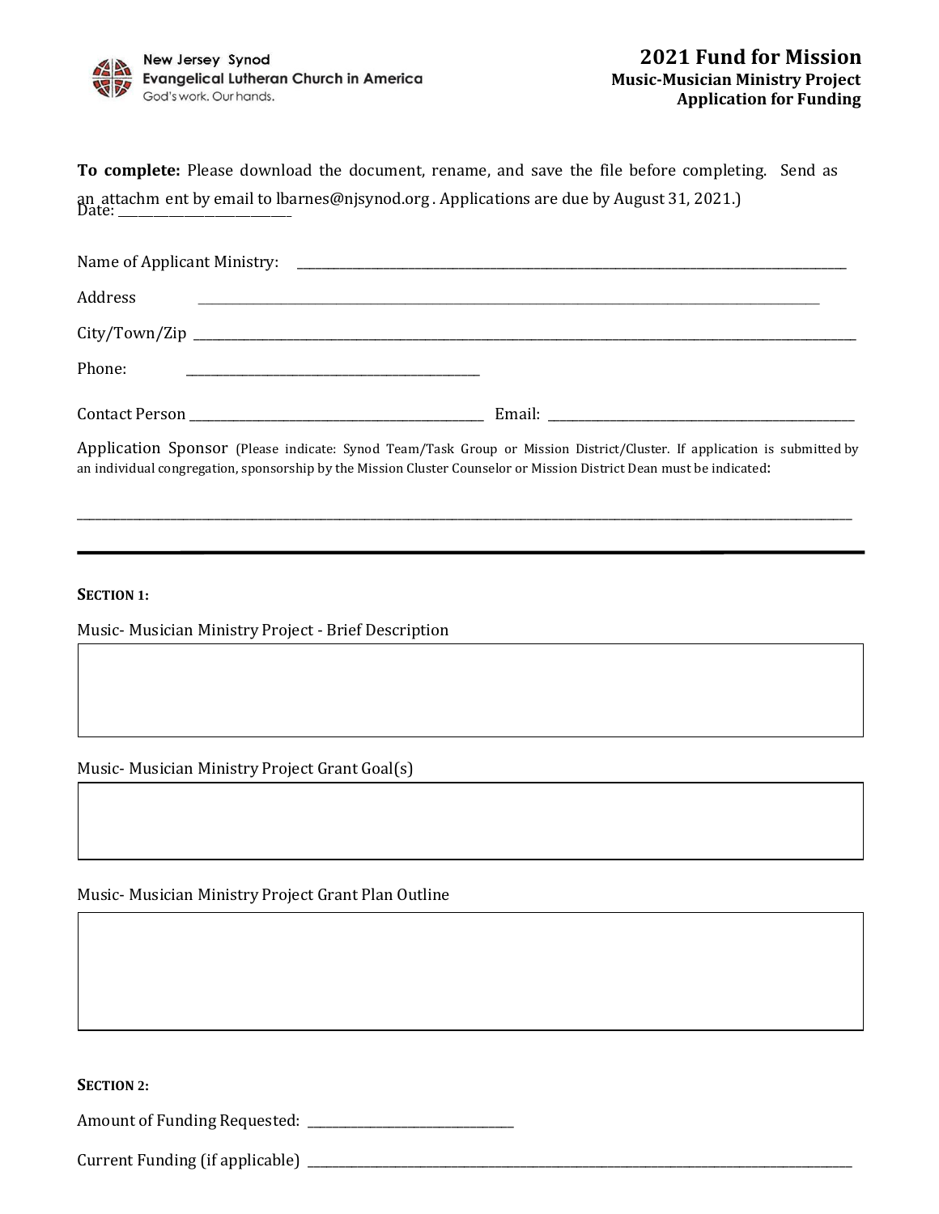New Jersey Synod
Evangelical Lutheran Church in America
God's work. Our hands.

# 2021 Fund for Mission

**Music-Musician Ministry Project**
**Application for Funding**

**To complete:** Please download the document, rename, and save the file before completing. Send as an attachm ent by email to lbarnes@njsynod.org . Applications are due by August 31, 2021.)

Date: ____________________

Name of Applicant Ministry: ______________________________________________

Address ______________________________________________

City/Town/Zip ______________________________________________

Phone: ______________________________

Contact Person ______________________________ Email: ______________________________

Application Sponsor (Please indicate: Synod Team/Task Group or Mission District/Cluster. If application is submitted by an individual congregation, sponsorship by the Mission Cluster Counselor or Mission District Dean must be indicated:

______________________________________________

---

**SECTION 1:**

Music- Musician Ministry Project - Brief Description

Music- Musician Ministry Project Grant Goal(s)

Music- Musician Ministry Project Grant Plan Outline

**SECTION 2:**

Amount of Funding Requested: ____________________

Current Funding (if applicable) ______________________________________________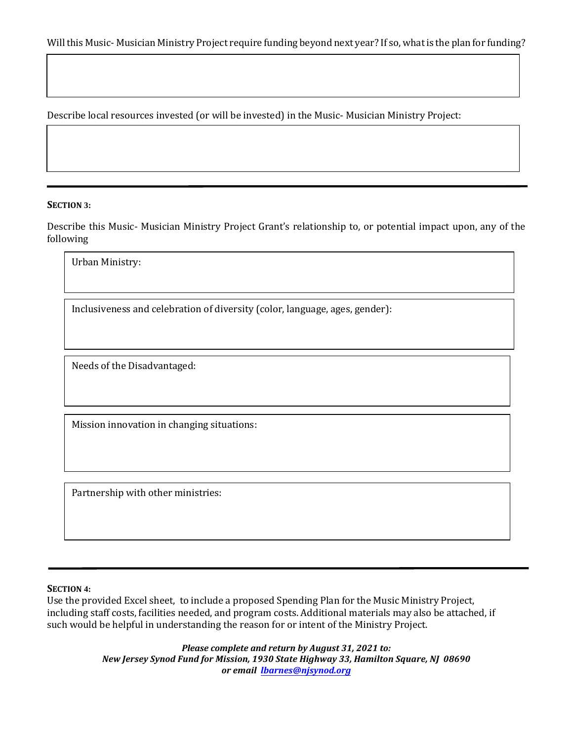Will this Music- Musician Ministry Project require funding beyond next year? If so, what is the plan for funding?

Describe local resources invested (or will be invested) in the Music- Musician Ministry Project:

---

**SECTION 3:**

Describe this Music- Musician Ministry Project Grant's relationship to, or potential impact upon, any of the following

Urban Ministry:

Inclusiveness and celebration of diversity (color, language, ages, gender):

Needs of the Disadvantaged:

Mission innovation in changing situations:

Partnership with other ministries:

---

**SECTION 4:**

Use the provided Excel sheet, to include a proposed Spending Plan for the Music Ministry Project, including staff costs, facilities needed, and program costs. Additional materials may also be attached, if such would be helpful in understanding the reason for or intent of the Ministry Project.

***Please complete and return by August 31, 2021 to:***
***New Jersey Synod Fund for Mission, 1930 State Highway 33, Hamilton Square, NJ 08690***
***or email lbarnes@njsynod.org***